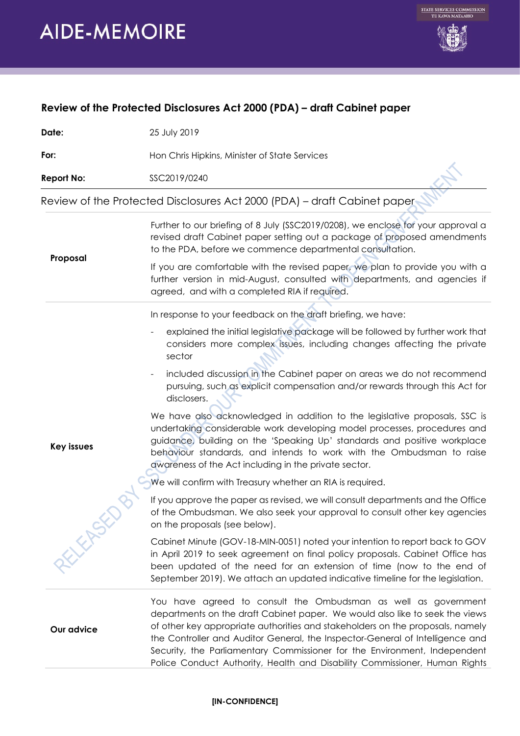# AIDE-MEMOIRE

## Review of the Protected Disclosures Act 2000 (PDA) – draft Cabinet paper

| | |
|---|---|
| **Date:** | 25 July 2019 |
| **For:** | Hon Chris Hipkins, Minister of State Services |
| **Report No:** | SSC2019/0240 |

Review of the Protected Disclosures Act 2000 (PDA) – draft Cabinet paper

| | |
|---|---|
| **Proposal** | Further to our briefing of 8 July (SSC2019/0208), we enclose for your approval a revised draft Cabinet paper setting out a package of proposed amendments to the PDA, before we commence departmental consultation.<br><br>If you are comfortable with the revised paper, we plan to provide you with a further version in mid-August, consulted with departments, and agencies if agreed, and with a completed RIA if required. |
| **Key issues** | In response to your feedback on the draft briefing, we have:<br><br>- explained the initial legislative package will be followed by further work that considers more complex issues, including changes affecting the private sector<br>- included discussion in the Cabinet paper on areas we do not recommend pursuing, such as explicit compensation and/or rewards through this Act for disclosers.<br><br>We have also acknowledged in addition to the legislative proposals, SSC is undertaking considerable work developing model processes, procedures and guidance, building on the 'Speaking Up' standards and positive workplace behaviour standards, and intends to work with the Ombudsman to raise awareness of the Act including in the private sector.<br><br>We will confirm with Treasury whether an RIA is required.<br><br>If you approve the paper as revised, we will consult departments and the Office of the Ombudsman. We also seek your approval to consult other key agencies on the proposals (see below).<br><br>Cabinet Minute (GOV-18-MIN-0051) noted your intention to report back to GOV in April 2019 to seek agreement on final policy proposals. Cabinet Office has been updated of the need for an extension of time (now to the end of September 2019). We attach an updated indicative timeline for the legislation. |
| **Our advice** | You have agreed to consult the Ombudsman as well as government departments on the draft Cabinet paper. We would also like to seek the views of other key appropriate authorities and stakeholders on the proposals, namely the Controller and Auditor General, the Inspector-General of Intelligence and Security, the Parliamentary Commissioner for the Environment, Independent Police Conduct Authority, Health and Disability Commissioner, Human Rights |

[IN-CONFIDENCE]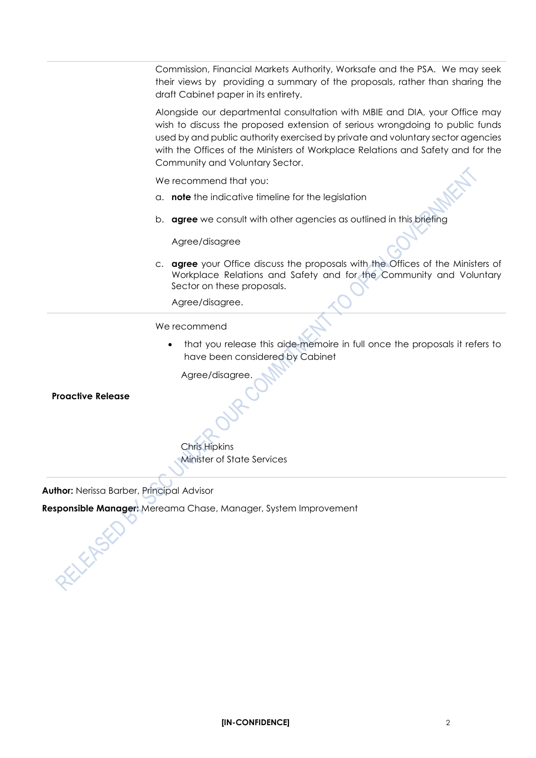Commission, Financial Markets Authority, Worksafe and the PSA. We may seek their views by providing a summary of the proposals, rather than sharing the draft Cabinet paper in its entirety.

Alongside our departmental consultation with MBIE and DIA, your Office may wish to discuss the proposed extension of serious wrongdoing to public funds used by and public authority exercised by private and voluntary sector agencies with the Offices of the Ministers of Workplace Relations and Safety and for the Community and Voluntary Sector.

We recommend that you:

a. **note** the indicative timeline for the legislation

b. **agree** we consult with other agencies as outlined in this briefing

   Agree/disagree

c. **agree** your Office discuss the proposals with the Offices of the Ministers of Workplace Relations and Safety and for the Community and Voluntary Sector on these proposals.

   Agree/disagree.

**Proactive Release**

We recommend

- that you release this aide-memoire in full once the proposals it refers to have been considered by Cabinet

  Agree/disagree.

Chris Hipkins
Minister of State Services

**Author:** Nerissa Barber, Principal Advisor

**Responsible Manager:** Mereama Chase, Manager, System Improvement

[IN-CONFIDENCE]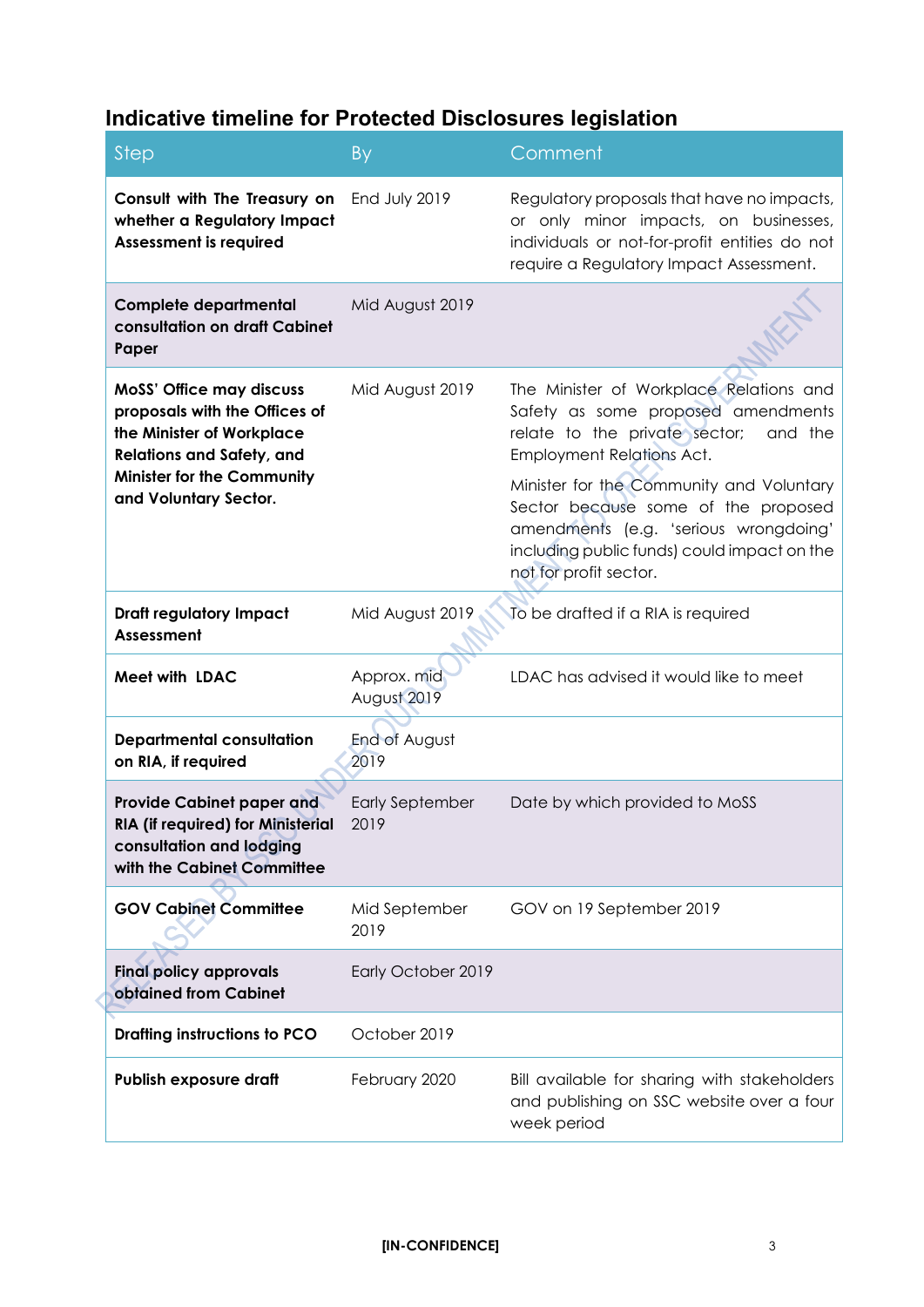## Indicative timeline for Protected Disclosures legislation

| Step | By | Comment |
|---|---|---|
| **Consult with The Treasury on whether a Regulatory Impact Assessment is required** | End July 2019 | Regulatory proposals that have no impacts, or only minor impacts, on businesses, individuals or not-for-profit entities do not require a Regulatory Impact Assessment. |
| **Complete departmental consultation on draft Cabinet Paper** | Mid August 2019 | |
| **MoSS' Office may discuss proposals with the Offices of the Minister of Workplace Relations and Safety, and Minister for the Community and Voluntary Sector.** | Mid August 2019 | The Minister of Workplace Relations and Safety as some proposed amendments relate to the private sector; and the Employment Relations Act. Minister for the Community and Voluntary Sector because some of the proposed amendments (e.g. 'serious wrongdoing' including public funds) could impact on the not for profit sector. |
| **Draft regulatory Impact Assessment** | Mid August 2019 | To be drafted if a RIA is required |
| **Meet with LDAC** | Approx. mid August 2019 | LDAC has advised it would like to meet |
| **Departmental consultation on RIA, if required** | End of August 2019 | |
| **Provide Cabinet paper and RIA (if required) for Ministerial consultation and lodging with the Cabinet Committee** | Early September 2019 | Date by which provided to MoSS |
| **GOV Cabinet Committee** | Mid September 2019 | GOV on 19 September 2019 |
| **Final policy approvals obtained from Cabinet** | Early October 2019 | |
| **Drafting instructions to PCO** | October 2019 | |
| **Publish exposure draft** | February 2020 | Bill available for sharing with stakeholders and publishing on SSC website over a four week period |

[IN-CONFIDENCE]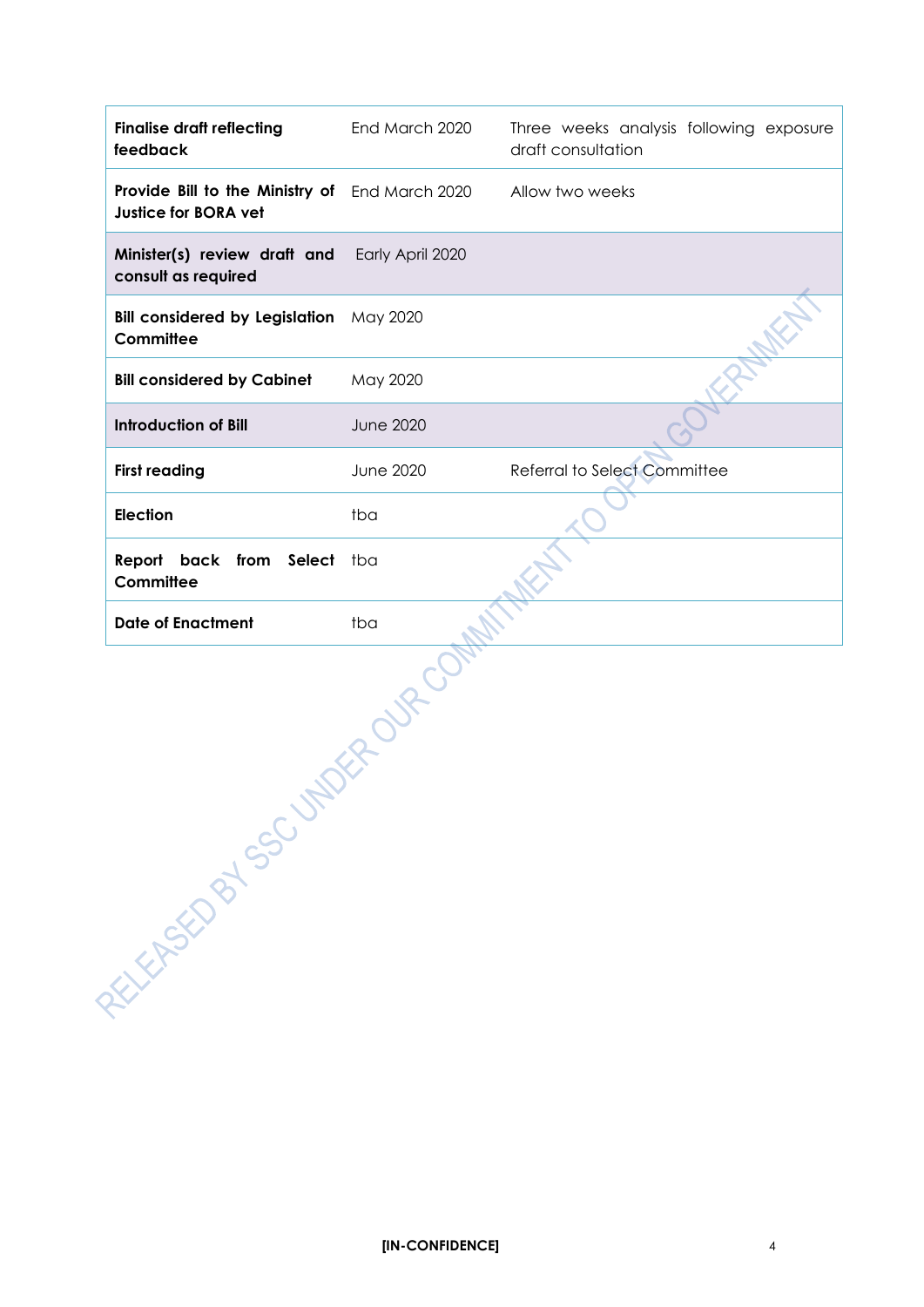| | | |
|---|---|---|
| **Finalise draft reflecting feedback** | End March 2020 | Three weeks analysis following exposure draft consultation |
| **Provide Bill to the Ministry of Justice for BORA vet** | End March 2020 | Allow two weeks |
| **Minister(s) review draft and consult as required** | Early April 2020 | |
| **Bill considered by Legislation Committee** | May 2020 | |
| **Bill considered by Cabinet** | May 2020 | |
| **Introduction of Bill** | June 2020 | |
| **First reading** | June 2020 | Referral to Select Committee |
| **Election** | tba | |
| **Report back from Select Committee** | tba | |
| **Date of Enactment** | tba | |

RELEASED BY SSC UNDER OUR COMMITMENT TO OPEN GOVERNMENT

**[IN-CONFIDENCE]**